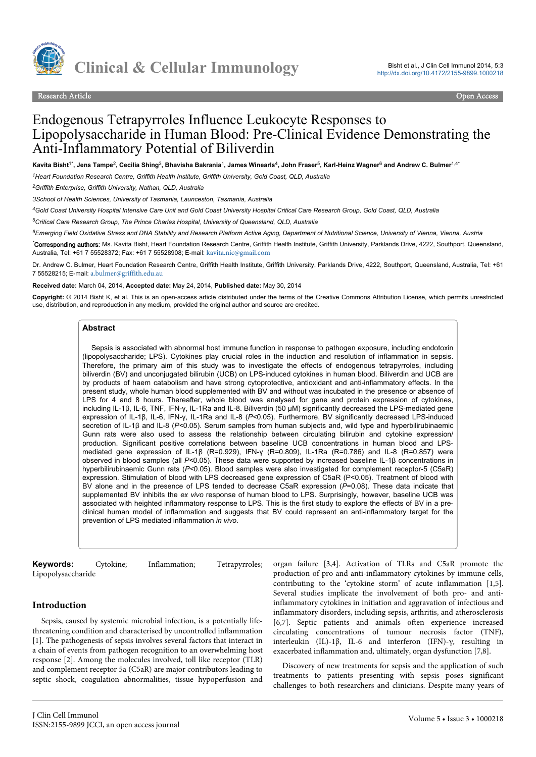Research Article Open Access

# Endogenous Tetrapyrroles Influence Leukocyte Responses to Lipopolysaccharide in Human Blood: Pre-Clinical Evidence Demonstrating the Anti-Inflammatory Potential of Biliverdin

**Kavita Bisht[1*], Jens Tampe[2], Cecilia Shing[3], Bhavisha Bakrania[1], James Winearls[4], John Fraser[5], Karl-Heinz Wagner[6] and Andrew C. Bulmer[1,4*]**

*[1]Heart Foundation Research Centre, Griffith Health Institute, Griffith University, Gold Coast, QLD, Australia*

*[2]Griffith Enterprise, Griffith University, Nathan, QLD, Australia*

*3School of Health Sciences, University of Tasmania, Launceston, Tasmania, Australia*

*[4]Gold Coast University Hospital Intensive Care Unit and Gold Coast University Hospital Critical Care Research Group, Gold Coast, QLD, Australia*

*[5]Critical Care Research Group, The Prince Charles Hospital, University of Queensland, QLD, Australia*

*[6]Emerging Field Oxidative Stress and DNA Stability and Research Platform Active Aging, Department of Nutritional Science, University of Vienna, Vienna, Austria*

**\*Corresponding authors:** Ms. Kavita Bisht, Heart Foundation Research Centre, Griffith Health Institute, Griffith University, Parklands Drive, 4222, Southport, Queensland, Australia, Tel: +61 7 55528372; Fax: +61 7 55528908; E-mail: kavita.nic@gmail.com

Dr. Andrew C. Bulmer, Heart Foundation Research Centre, Griffith Health Institute, Griffith University, Parklands Drive, 4222, Southport, Queensland, Australia, Tel: +61 7 55528215; E-mail: a.bulmer@griffith.edu.au

**Received date:** March 04, 2014, **Accepted date:** May 24, 2014, **Published date:** May 30, 2014

**Copyright:** © 2014 Bisht K, et al. This is an open-access article distributed under the terms of the Creative Commons Attribution License, which permits unrestricted use, distribution, and reproduction in any medium, provided the original author and source are credited.

## Abstract

Sepsis is associated with abnormal host immune function in response to pathogen exposure, including endotoxin (lipopolysaccharide; LPS). Cytokines play crucial roles in the induction and resolution of inflammation in sepsis. Therefore, the primary aim of this study was to investigate the effects of endogenous tetrapyrroles, including biliverdin (BV) and unconjugated bilirubin (UCB) on LPS-induced cytokines in human blood. Biliverdin and UCB are by products of haem catabolism and have strong cytoprotective, antioxidant and anti-inflammatory effects. In the present study, whole human blood supplemented with BV and without was incubated in the presence or absence of LPS for 4 and 8 hours. Thereafter, whole blood was analysed for gene and protein expression of cytokines, including IL-1β, IL-6, TNF, IFN-γ, IL-1Ra and IL-8. Biliverdin (50 μM) significantly decreased the LPS-mediated gene expression of IL-1β, IL-6, IFN-γ, IL-1Ra and IL-8 ($P<0.05$). Furthermore, BV significantly decreased LPS-induced secretion of IL-1β and IL-8 ($P<0.05$). Serum samples from human subjects and, wild type and hyperbilirubinaemic Gunn rats were also used to assess the relationship between circulating bilirubin and cytokine expression/ production. Significant positive correlations between baseline UCB concentrations in human blood and LPS-mediated gene expression of IL-1β (R=0.929), IFN-γ (R=0.809), IL-1Ra (R=0.786) and IL-8 (R=0.857) were observed in blood samples (all $P<0.05$). These data were supported by increased baseline IL-1β concentrations in hyperbilirubinaemic Gunn rats ($P<0.05$). Blood samples were also investigated for complement receptor-5 (C5aR) expression. Stimulation of blood with LPS decreased gene expression of C5aR ($P<0.05$). Treatment of blood with BV alone and in the presence of LPS tended to decrease C5aR expression ($P=0.08$). These data indicate that supplemented BV inhibits the *ex vivo* response of human blood to LPS. Surprisingly, however, baseline UCB was associated with heighted inflammatory response to LPS. This is the first study to explore the effects of BV in a pre-clinical human model of inflammation and suggests that BV could represent an anti-inflammatory target for the prevention of LPS mediated inflammation *in vivo*.

**Keywords:** Cytokine; Inflammation; Tetrapyrroles; Lipopolysaccharide

## Introduction

Sepsis, caused by systemic microbial infection, is a potentially life-threatening condition and characterised by uncontrolled inflammation [1]. The pathogenesis of sepsis involves several factors that interact in a chain of events from pathogen recognition to an overwhelming host response [2]. Among the molecules involved, toll like receptor (TLR) and complement receptor 5a (C5aR) are major contributors leading to septic shock, coagulation abnormalities, tissue hypoperfusion and organ failure [3,4]. Activation of TLRs and C5aR promote the production of pro and anti-inflammatory cytokines by immune cells, contributing to the 'cytokine storm' of acute inflammation [1,5]. Several studies implicate the involvement of both pro- and anti-inflammatory cytokines in initiation and aggravation of infectious and inflammatory disorders, including sepsis, arthritis, and atherosclerosis [6,7]. Septic patients and animals often experience increased circulating concentrations of tumour necrosis factor (TNF), interleukin (IL)-1β, IL-6 and interferon (IFN)-γ, resulting in exacerbated inflammation and, ultimately, organ dysfunction [7,8].

Discovery of new treatments for sepsis and the application of such treatments to patients presenting with sepsis poses significant challenges to both researchers and clinicians. Despite many years of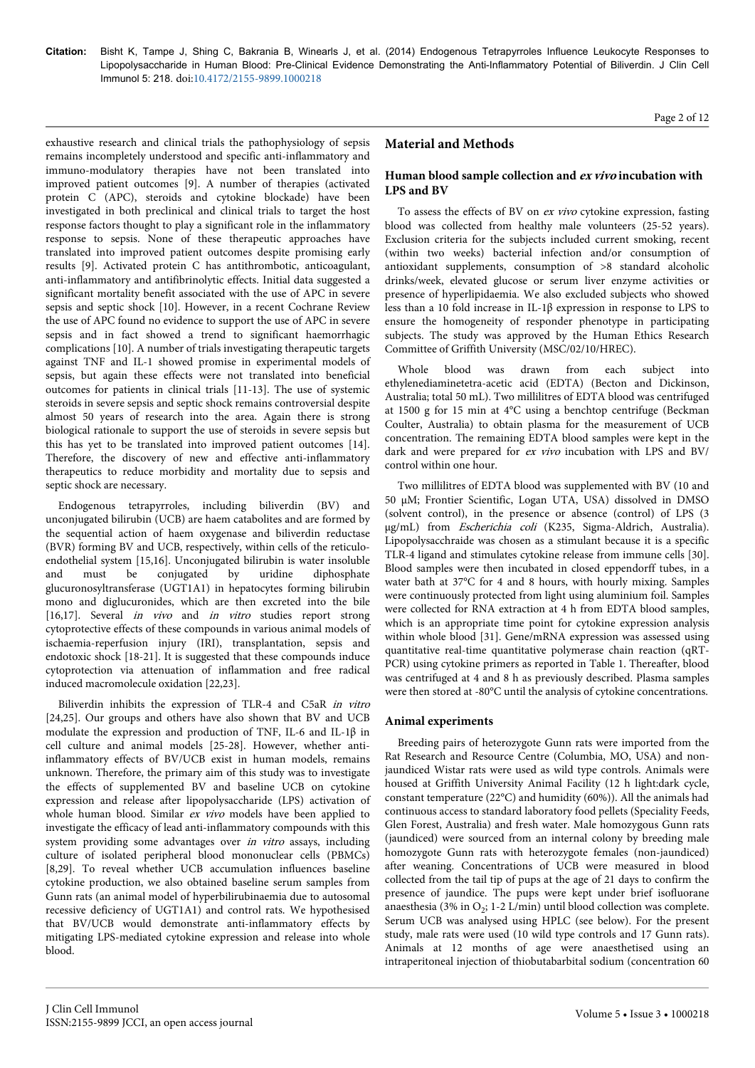exhaustive research and clinical trials the pathophysiology of sepsis remains incompletely understood and specific anti-inflammatory and immuno-modulatory therapies have not been translated into improved patient outcomes [9]. A number of therapies (activated protein C (APC), steroids and cytokine blockade) have been investigated in both preclinical and clinical trials to target the host response factors thought to play a significant role in the inflammatory response to sepsis. None of these therapeutic approaches have translated into improved patient outcomes despite promising early results [9]. Activated protein C has antithrombotic, anticoagulant, anti-inflammatory and antifibrinolytic effects. Initial data suggested a significant mortality benefit associated with the use of APC in severe sepsis and septic shock [10]. However, in a recent Cochrane Review the use of APC found no evidence to support the use of APC in severe sepsis and in fact showed a trend to significant haemorrhagic complications [10]. A number of trials investigating therapeutic targets against TNF and IL-1 showed promise in experimental models of sepsis, but again these effects were not translated into beneficial outcomes for patients in clinical trials [11-13]. The use of systemic steroids in severe sepsis and septic shock remains controversial despite almost 50 years of research into the area. Again there is strong biological rationale to support the use of steroids in severe sepsis but this has yet to be translated into improved patient outcomes [14]. Therefore, the discovery of new and effective anti-inflammatory therapeutics to reduce morbidity and mortality due to sepsis and septic shock are necessary.

Endogenous tetrapyrroles, including biliverdin (BV) and unconjugated bilirubin (UCB) are haem catabolites and are formed by the sequential action of haem oxygenase and biliverdin reductase (BVR) forming BV and UCB, respectively, within cells of the reticulo-endothelial system [15,16]. Unconjugated bilirubin is water insoluble and must be conjugated by uridine diphosphate glucuronosyltransferase (UGT1A1) in hepatocytes forming bilirubin mono and diglucuronides, which are then excreted into the bile [16,17]. Several *in vivo* and *in vitro* studies report strong cytoprotective effects of these compounds in various animal models of ischaemia-reperfusion injury (IRI), transplantation, sepsis and endotoxic shock [18-21]. It is suggested that these compounds induce cytoprotection via attenuation of inflammation and free radical induced macromolecule oxidation [22,23].

Biliverdin inhibits the expression of TLR-4 and C5aR *in vitro* [24,25]. Our groups and others have also shown that BV and UCB modulate the expression and production of TNF, IL-6 and IL-1β in cell culture and animal models [25-28]. However, whether anti-inflammatory effects of BV/UCB exist in human models, remains unknown. Therefore, the primary aim of this study was to investigate the effects of supplemented BV and baseline UCB on cytokine expression and release after lipopolysaccharide (LPS) activation of whole human blood. Similar *ex vivo* models have been applied to investigate the efficacy of lead anti-inflammatory compounds with this system providing some advantages over *in vitro* assays, including culture of isolated peripheral blood mononuclear cells (PBMCs) [8,29]. To reveal whether UCB accumulation influences baseline cytokine production, we also obtained baseline serum samples from Gunn rats (an animal model of hyperbilirubinaemia due to autosomal recessive deficiency of UGT1A1) and control rats. We hypothesised that BV/UCB would demonstrate anti-inflammatory effects by mitigating LPS-mediated cytokine expression and release into whole blood.

## Material and Methods

### Human blood sample collection and *ex vivo* incubation with LPS and BV

To assess the effects of BV on *ex vivo* cytokine expression, fasting blood was collected from healthy male volunteers (25-52 years). Exclusion criteria for the subjects included current smoking, recent (within two weeks) bacterial infection and/or consumption of antioxidant supplements, consumption of >8 standard alcoholic drinks/week, elevated glucose or serum liver enzyme activities or presence of hyperlipidaemia. We also excluded subjects who showed less than a 10 fold increase in IL-1β expression in response to LPS to ensure the homogeneity of responder phenotype in participating subjects. The study was approved by the Human Ethics Research Committee of Griffith University (MSC/02/10/HREC).

Whole blood was drawn from each subject into ethylenediaminetetra-acetic acid (EDTA) (Becton and Dickinson, Australia; total 50 mL). Two millilitres of EDTA blood was centrifuged at 1500 g for 15 min at 4°C using a benchtop centrifuge (Beckman Coulter, Australia) to obtain plasma for the measurement of UCB concentration. The remaining EDTA blood samples were kept in the dark and were prepared for *ex vivo* incubation with LPS and BV/control within one hour.

Two millilitres of EDTA blood was supplemented with BV (10 and 50 µM; Frontier Scientific, Logan UTA, USA) dissolved in DMSO (solvent control), in the presence or absence (control) of LPS (3 µg/mL) from *Escherichia coli* (K235, Sigma-Aldrich, Australia). Lipopolysaccharide was chosen as a stimulant because it is a specific TLR-4 ligand and stimulates cytokine release from immune cells [30]. Blood samples were then incubated in closed eppendorff tubes, in a water bath at 37°C for 4 and 8 hours, with hourly mixing. Samples were continuously protected from light using aluminium foil. Samples were collected for RNA extraction at 4 h from EDTA blood samples, which is an appropriate time point for cytokine expression analysis within whole blood [31]. Gene/mRNA expression was assessed using quantitative real-time quantitative polymerase chain reaction (qRT-PCR) using cytokine primers as reported in Table 1. Thereafter, blood was centrifuged at 4 and 8 h as previously described. Plasma samples were then stored at -80°C until the analysis of cytokine concentrations.

### Animal experiments

Breeding pairs of heterozygote Gunn rats were imported from the Rat Research and Resource Centre (Columbia, MO, USA) and non-jaundiced Wistar rats were used as wild type controls. Animals were housed at Griffith University Animal Facility (12 h light:dark cycle, constant temperature (22°C) and humidity (60%)). All the animals had continuous access to standard laboratory food pellets (Speciality Feeds, Glen Forest, Australia) and fresh water. Male homozygous Gunn rats (jaundiced) were sourced from an internal colony by breeding male homozygote Gunn rats with heterozygote females (non-jaundiced) after weaning. Concentrations of UCB were measured in blood collected from the tail tip of pups at the age of 21 days to confirm the presence of jaundice. The pups were kept under brief isofluorane anaesthesia (3% in $O_2$; 1-2 L/min) until blood collection was complete. Serum UCB was analysed using HPLC (see below). For the present study, male rats were used (10 wild type controls and 17 Gunn rats). Animals at 12 months of age were anaesthetised using an intraperitoneal injection of thiobutabarbital sodium (concentration 60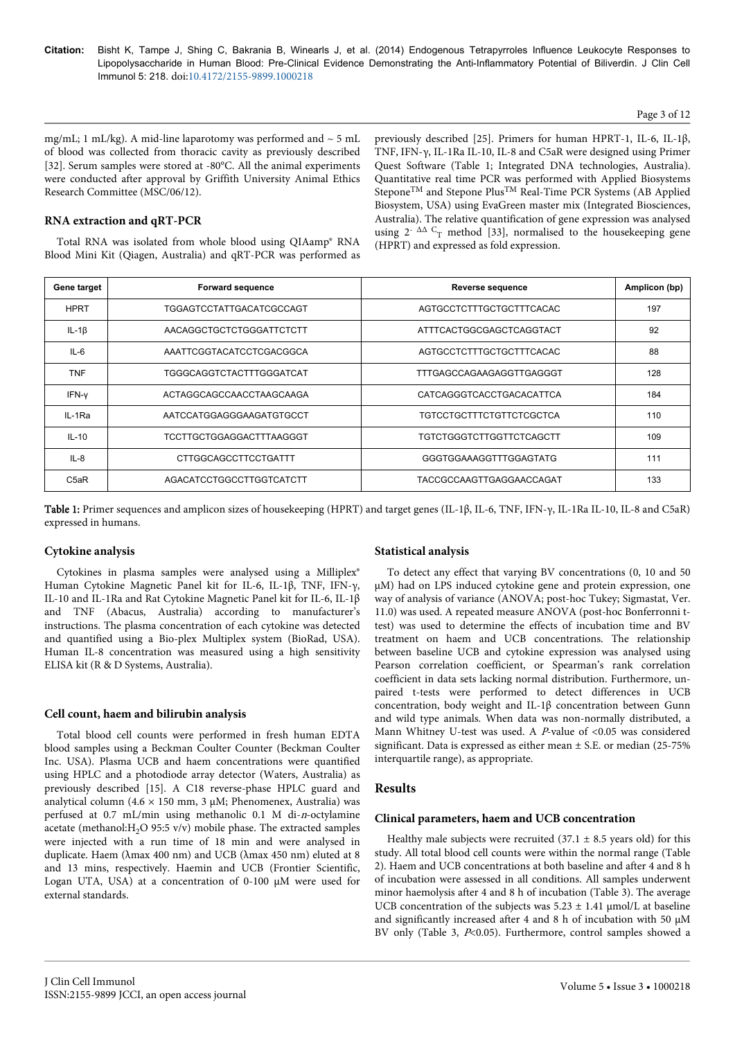mg/mL; 1 mL/kg). A mid-line laparotomy was performed and ~ 5 mL of blood was collected from thoracic cavity as previously described [32]. Serum samples were stored at -80°C. All the animal experiments were conducted after approval by Griffith University Animal Ethics Research Committee (MSC/06/12).

### RNA extraction and qRT-PCR

Total RNA was isolated from whole blood using QIAamp® RNA Blood Mini Kit (Qiagen, Australia) and qRT-PCR was performed as previously described [25]. Primers for human HPRT-1, IL-6, IL-1β, TNF, IFN-γ, IL-1Ra IL-10, IL-8 and C5aR were designed using Primer Quest Software (Table 1; Integrated DNA technologies, Australia). Quantitative real time PCR was performed with Applied Biosystems Stepone™ and Stepone Plus™ Real-Time PCR Systems (AB Applied Biosystem, USA) using EvaGreen master mix (Integrated Biosciences, Australia). The relative quantification of gene expression was analysed using $2^{-\Delta\Delta C_T}$ method [33], normalised to the housekeeping gene (HPRT) and expressed as fold expression.

| Gene target | Forward sequence | Reverse sequence | Amplicon (bp) |
|---|---|---|---|
| HPRT | TGGAGTCCTATTGACATCGCCAGT | AGTGCCTCTTTGCTGCTTTCACAC | 197 |
| IL-1β | AACAGGCTGCTCTGGGATTCTCTT | ATTTCACTGGCGAGCTCAGGTACT | 92 |
| IL-6 | AAATTCGGTACATCCTCGACGGCA | AGTGCCTCTTTGCTGCTTTCACAC | 88 |
| TNF | TGGGCAGGTCTACTTTGGGATCAT | TTTGAGCCAGAAGAGGTTGAGGGT | 128 |
| IFN-γ | ACTAGGCAGCCAACCTAAGCAAGA | CATCAGGGTCACCTGACACATTCA | 184 |
| IL-1Ra | AATCCATGGAGGGAAGATGTGCCT | TGTCCTGCTTTCTGTTCTCGCTCA | 110 |
| IL-10 | TCCTTGCTGGAGGACTTTAAGGGT | TGTCTGGGTCTTGGTTCTCAGCTT | 109 |
| IL-8 | CTTGGCAGCCTTCCTGATTT | GGGTGGAAAGGTTTGGAGTATG | 111 |
| C5aR | AGACATCCTGGCCTTGGTCATCTT | TACCGCCAAGTTGAGGAACCAGAT | 133 |

**Table 1:** Primer sequences and amplicon sizes of housekeeping (HPRT) and target genes (IL-1β, IL-6, TNF, IFN-γ, IL-1Ra IL-10, IL-8 and C5aR) expressed in humans.

### Cytokine analysis

Cytokines in plasma samples were analysed using a Milliplex® Human Cytokine Magnetic Panel kit for IL-6, IL-1β, TNF, IFN-γ, IL-10 and IL-1Ra and Rat Cytokine Magnetic Panel kit for IL-6, IL-1β and TNF (Abacus, Australia) according to manufacturer's instructions. The plasma concentration of each cytokine was detected and quantified using a Bio-plex Multiplex system (BioRad, USA). Human IL-8 concentration was measured using a high sensitivity ELISA kit (R & D Systems, Australia).

### Cell count, haem and bilirubin analysis

Total blood cell counts were performed in fresh human EDTA blood samples using a Beckman Coulter Counter (Beckman Coulter Inc. USA). Plasma UCB and haem concentrations were quantified using HPLC and a photodiode array detector (Waters, Australia) as previously described [15]. A C18 reverse-phase HPLC guard and analytical column (4.6 × 150 mm, 3 μM; Phenomenex, Australia) was perfused at 0.7 mL/min using methanolic 0.1 M di-*n*-octylamine acetate (methanol:$H_2O$ 95:5 v/v) mobile phase. The extracted samples were injected with a run time of 18 min and were analysed in duplicate. Haem (λmax 400 nm) and UCB (λmax 450 nm) eluted at 8 and 13 mins, respectively. Haemin and UCB (Frontier Scientific, Logan UTA, USA) at a concentration of 0-100 μM were used for external standards.

### Statistical analysis

To detect any effect that varying BV concentrations (0, 10 and 50 μM) had on LPS induced cytokine gene and protein expression, one way of analysis of variance (ANOVA; post-hoc Tukey; Sigmastat, Ver. 11.0) was used. A repeated measure ANOVA (post-hoc Bonferronni t-test) was used to determine the effects of incubation time and BV treatment on haem and UCB concentrations. The relationship between baseline UCB and cytokine expression was analysed using Pearson correlation coefficient, or Spearman's rank correlation coefficient in data sets lacking normal distribution. Furthermore, un-paired t-tests were performed to detect differences in UCB concentration, body weight and IL-1β concentration between Gunn and wild type animals. When data was non-normally distributed, a Mann Whitney U-test was used. A *P*-value of <0.05 was considered significant. Data is expressed as either mean ± S.E. or median (25-75% interquartile range), as appropriate.

## Results

### Clinical parameters, haem and UCB concentration

Healthy male subjects were recruited (37.1 ± 8.5 years old) for this study. All total blood cell counts were within the normal range (Table 2). Haem and UCB concentrations at both baseline and after 4 and 8 h of incubation were assessed in all conditions. All samples underwent minor haemolysis after 4 and 8 h of incubation (Table 3). The average UCB concentration of the subjects was 5.23 ± 1.41 μmol/L at baseline and significantly increased after 4 and 8 h of incubation with 50 μM BV only (Table 3, *P*<0.05). Furthermore, control samples showed a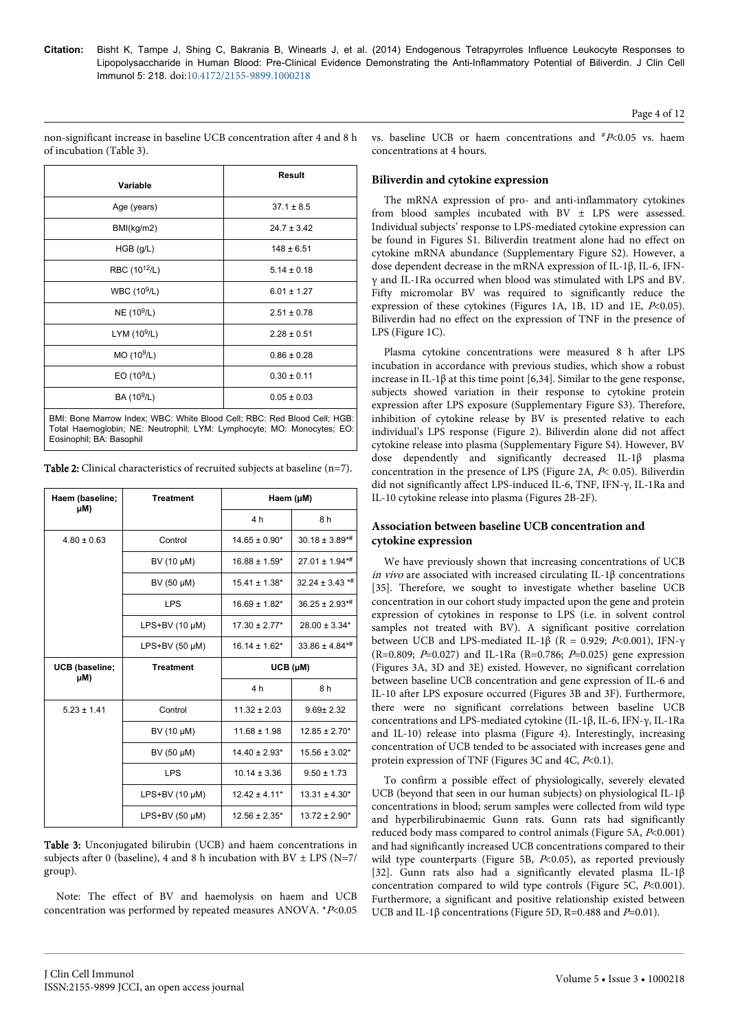non-significant increase in baseline UCB concentration after 4 and 8 h of incubation (Table 3).

| Variable | Result |
|---|---|
| Age (years) | 37.1 ± 8.5 |
| BMI(kg/m2) | 24.7 ± 3.42 |
| HGB (g/L) | 148 ± 6.51 |
| RBC ($10^{12}$/L) | 5.14 ± 0.18 |
| WBC ($10^{9}$/L) | 6.01 ± 1.27 |
| NE ($10^{9}$/L) | 2.51 ± 0.78 |
| LYM ($10^{9}$/L) | 2.28 ± 0.51 |
| MO ($10^{9}$/L) | 0.86 ± 0.28 |
| EO ($10^{9}$/L) | 0.30 ± 0.11 |
| BA ($10^{9}$/L) | 0.05 ± 0.03 |

BMI: Bone Marrow Index; WBC: White Blood Cell; RBC: Red Blood Cell; HGB: Total Haemoglobin; NE: Neutrophil; LYM: Lymphocyte; MO: Monocytes; EO: Eosinophil; BA: Basophil

**Table 2:** Clinical characteristics of recruited subjects at baseline (n=7).

| Haem (baseline; µM) | Treatment | Haem (µM) | |
|---|---|---|---|
| | | 4 h | 8 h |
| 4.80 ± 0.63 | Control | 14.65 ± 0.90* | 30.18 ± 3.89*# |
| | BV (10 µM) | 16.88 ± 1.59* | 27.01 ± 1.94*# |
| | BV (50 µM) | 15.41 ± 1.38* | 32.24 ± 3.43 *# |
| | LPS | 16.69 ± 1.82* | 36.25 ± 2.93*# |
| | LPS+BV (10 µM) | 17.30 ± 2.77* | 28.00 ± 3.34* |
| | LPS+BV (50 µM) | 16.14 ± 1.62* | 33.86 ± 4.84*# |
| **UCB (baseline; µM)** | **Treatment** | **UCB (µM)** | |
| | | 4 h | 8 h |
| 5.23 ± 1.41 | Control | 11.32 ± 2.03 | 9.69± 2.32 |
| | BV (10 µM) | 11.68 ± 1.98 | 12.85 ± 2.70* |
| | BV (50 µM) | 14.40 ± 2.93* | 15.56 ± 3.02* |
| | LPS | 10.14 ± 3.36 | 9.50 ± 1.73 |
| | LPS+BV (10 µM) | 12.42 ± 4.11* | 13.31 ± 4.30* |
| | LPS+BV (50 µM) | 12.56 ± 2.35* | 13.72 ± 2.90* |

**Table 3:** Unconjugated bilirubin (UCB) and haem concentrations in subjects after 0 (baseline), 4 and 8 h incubation with BV ± LPS (N=7/group).

Note: The effect of BV and haemolysis on haem and UCB concentration was performed by repeated measures ANOVA. *$P$<0.05 vs. baseline UCB or haem concentrations and #$P$<0.05 vs. haem concentrations at 4 hours.

### Biliverdin and cytokine expression

The mRNA expression of pro- and anti-inflammatory cytokines from blood samples incubated with BV ± LPS were assessed. Individual subjects' response to LPS-mediated cytokine expression can be found in Figures S1. Biliverdin treatment alone had no effect on cytokine mRNA abundance (Supplementary Figure S2). However, a dose dependent decrease in the mRNA expression of IL-1β, IL-6, IFN-γ and IL-1Ra occurred when blood was stimulated with LPS and BV. Fifty micromolar BV was required to significantly reduce the expression of these cytokines (Figures 1A, 1B, 1D and 1E, $P$<0.05). Biliverdin had no effect on the expression of TNF in the presence of LPS (Figure 1C).

Plasma cytokine concentrations were measured 8 h after LPS incubation in accordance with previous studies, which show a robust increase in IL-1β at this time point [6,34]. Similar to the gene response, subjects showed variation in their response to cytokine protein expression after LPS exposure (Supplementary Figure S3). Therefore, inhibition of cytokine release by BV is presented relative to each individual's LPS response (Figure 2). Biliverdin alone did not affect cytokine release into plasma (Supplementary Figure S4). However, BV dose dependently and significantly decreased IL-1β plasma concentration in the presence of LPS (Figure 2A, $P$< 0.05). Biliverdin did not significantly affect LPS-induced IL-6, TNF, IFN-γ, IL-1Ra and IL-10 cytokine release into plasma (Figures 2B-2F).

### Association between baseline UCB concentration and cytokine expression

We have previously shown that increasing concentrations of UCB *in vivo* are associated with increased circulating IL-1β concentrations [35]. Therefore, we sought to investigate whether baseline UCB concentration in our cohort study impacted upon the gene and protein expression of cytokines in response to LPS (i.e. in solvent control samples not treated with BV). A significant positive correlation between UCB and LPS-mediated IL-1β (R = 0.929; $P$<0.001), IFN-γ (R=0.809; $P$=0.027) and IL-1Ra (R=0.786; $P$=0.025) gene expression (Figures 3A, 3D and 3E) existed. However, no significant correlation between baseline UCB concentration and gene expression of IL-6 and IL-10 after LPS exposure occurred (Figures 3B and 3F). Furthermore, there were no significant correlations between baseline UCB concentrations and LPS-mediated cytokine (IL-1β, IL-6, IFN-γ, IL-1Ra and IL-10) release into plasma (Figure 4). Interestingly, increasing concentration of UCB tended to be associated with increases gene and protein expression of TNF (Figures 3C and 4C, $P$<0.1).

To confirm a possible effect of physiologically, severely elevated UCB (beyond that seen in our human subjects) on physiological IL-1β concentrations in blood; serum samples were collected from wild type and hyperbilirubinaemic Gunn rats. Gunn rats had significantly reduced body mass compared to control animals (Figure 5A, $P$<0.001) and had significantly increased UCB concentrations compared to their wild type counterparts (Figure 5B, $P$<0.05), as reported previously [32]. Gunn rats also had a significantly elevated plasma IL-1β concentration compared to wild type controls (Figure 5C, $P$<0.001). Furthermore, a significant and positive relationship existed between UCB and IL-1β concentrations (Figure 5D, R=0.488 and $P$=0.01).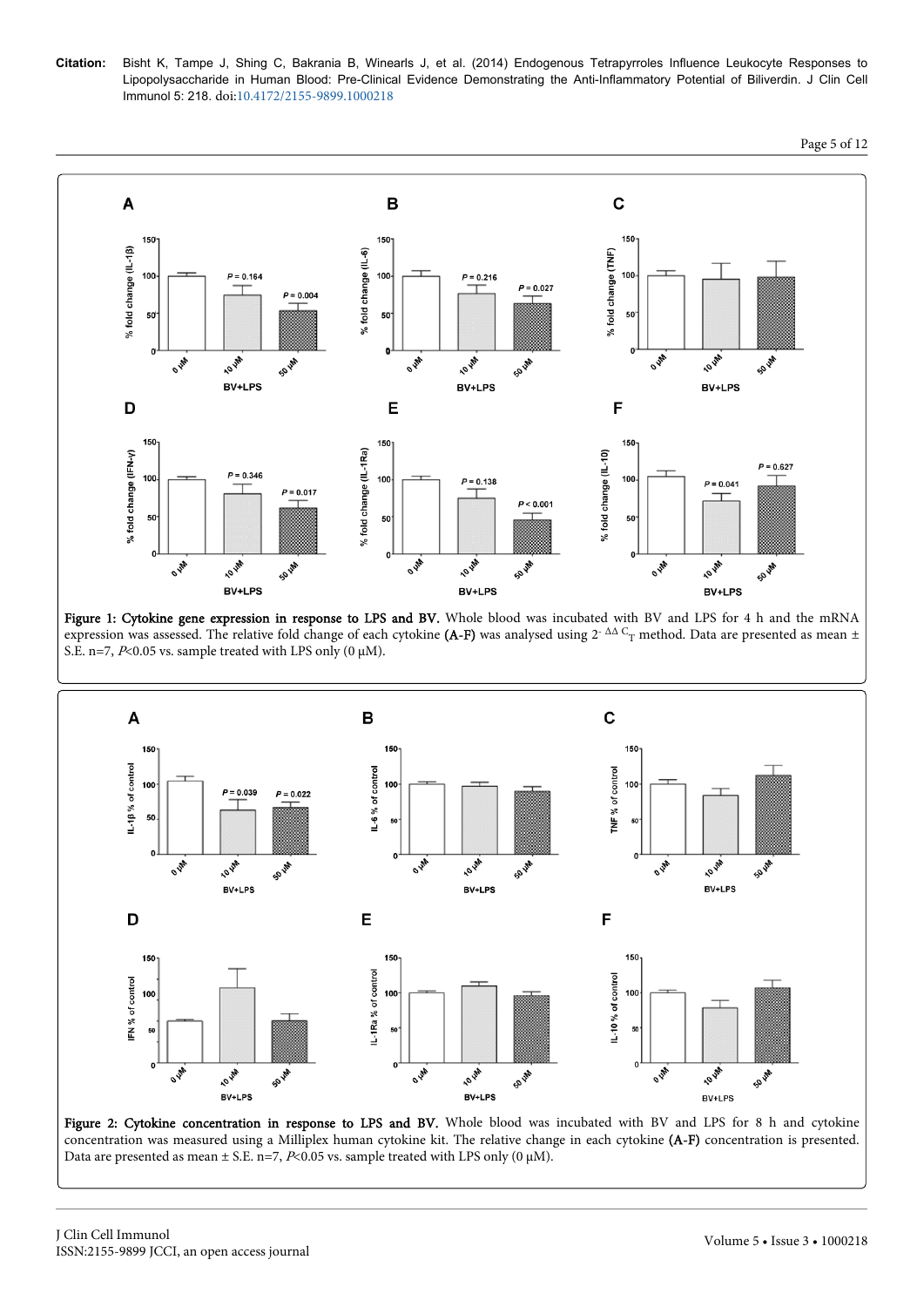Figure 1: Cytokine gene expression in response to LPS and BV. Whole blood was incubated with BV and LPS for 4 h and the mRNA expression was assessed. The relative fold change of each cytokine (A-F) was analysed using $2^{-\Delta\Delta C_T}$ method. Data are presented as mean ± S.E. n=7, $P$<0.05 vs. sample treated with LPS only (0 µM).

Figure 2: Cytokine concentration in response to LPS and BV. Whole blood was incubated with BV and LPS for 8 h and cytokine concentration was measured using a Milliplex human cytokine kit. The relative change in each cytokine (A-F) concentration is presented. Data are presented as mean ± S.E. n=7, $P$<0.05 vs. sample treated with LPS only (0 µM).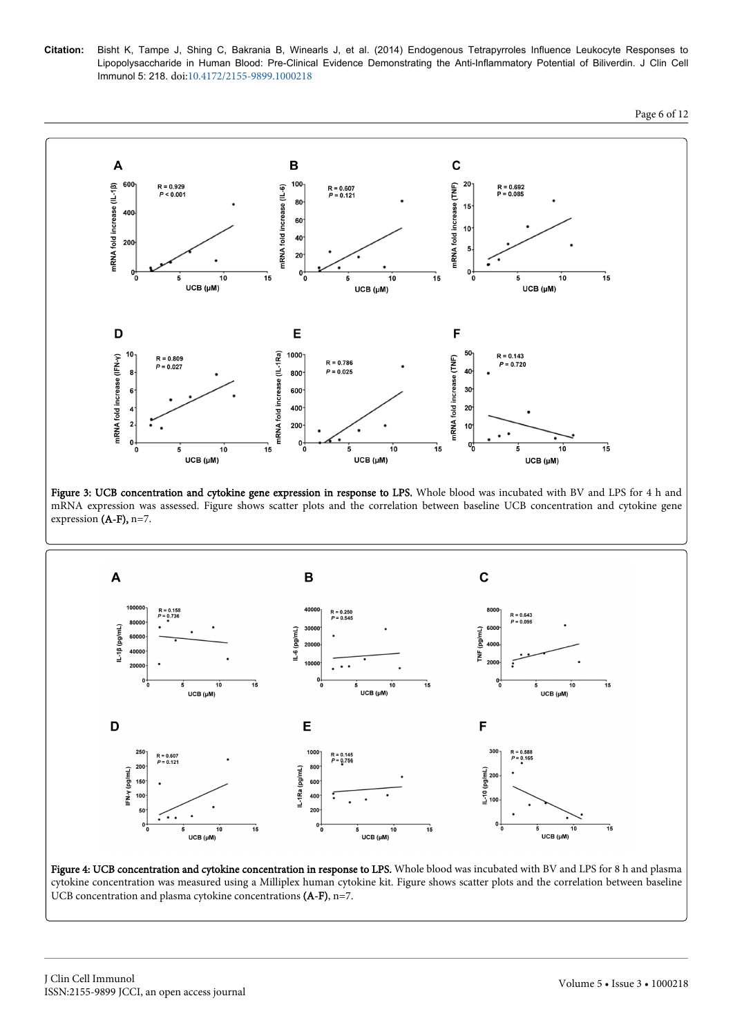Figure 3: UCB concentration and cytokine gene expression in response to LPS. Whole blood was incubated with BV and LPS for 4 h and mRNA expression was assessed. Figure shows scatter plots and the correlation between baseline UCB concentration and cytokine gene expression (A-F), n=7.

Figure 4: UCB concentration and cytokine concentration in response to LPS. Whole blood was incubated with BV and LPS for 8 h and plasma cytokine concentration was measured using a Milliplex human cytokine kit. Figure shows scatter plots and the correlation between baseline UCB concentration and plasma cytokine concentrations (A-F), n=7.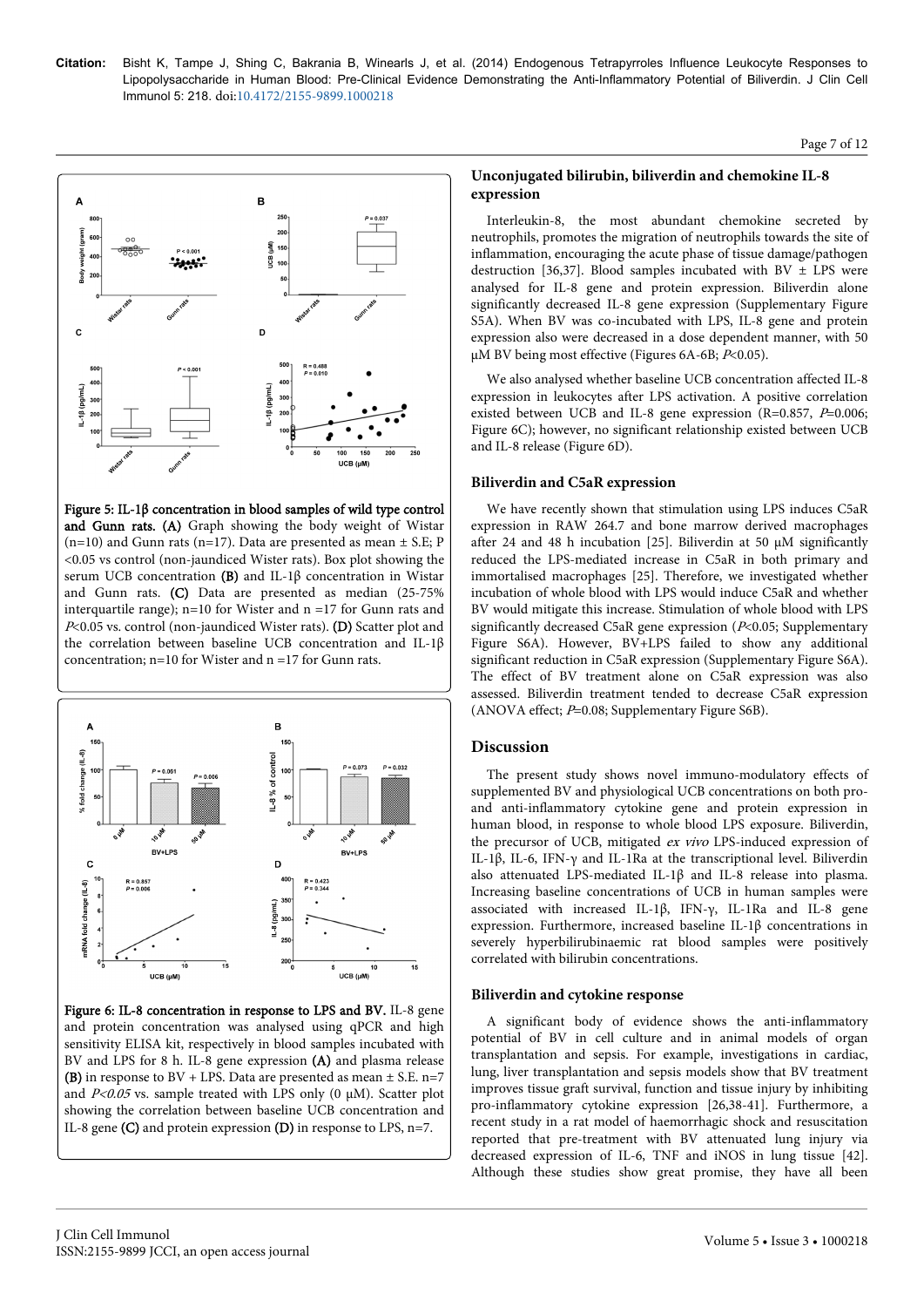**Figure 5: IL-1β concentration in blood samples of wild type control and Gunn rats.** **(A)** Graph showing the body weight of Wistar (n=10) and Gunn rats (n=17). Data are presented as mean ± S.E; P <0.05 vs control (non-jaundiced Wister rats). Box plot showing the serum UCB concentration **(B)** and IL-1β concentration in Wistar and Gunn rats. **(C)** Data are presented as median (25-75% interquartile range); n=10 for Wister and n =17 for Gunn rats and *P*<0.05 vs. control (non-jaundiced Wister rats). **(D)** Scatter plot and the correlation between baseline UCB concentration and IL-1β concentration; n=10 for Wister and n =17 for Gunn rats.

**Figure 6: IL-8 concentration in response to LPS and BV.** IL-8 gene and protein concentration was analysed using qPCR and high sensitivity ELISA kit, respectively in blood samples incubated with BV and LPS for 8 h. IL-8 gene expression **(A)** and plasma release **(B)** in response to BV + LPS. Data are presented as mean ± S.E. n=7 and *P<0.05* vs. sample treated with LPS only (0 µM). Scatter plot showing the correlation between baseline UCB concentration and IL-8 gene **(C)** and protein expression **(D)** in response to LPS, n=7.

### Unconjugated bilirubin, biliverdin and chemokine IL-8 expression

Interleukin-8, the most abundant chemokine secreted by neutrophils, promotes the migration of neutrophils towards the site of inflammation, encouraging the acute phase of tissue damage/pathogen destruction [36,37]. Blood samples incubated with BV ± LPS were analysed for IL-8 gene and protein expression. Biliverdin alone significantly decreased IL-8 gene expression (Supplementary Figure S5A). When BV was co-incubated with LPS, IL-8 gene and protein expression also were decreased in a dose dependent manner, with 50 µM BV being most effective (Figures 6A-6B; *P*<0.05).

We also analysed whether baseline UCB concentration affected IL-8 expression in leukocytes after LPS activation. A positive correlation existed between UCB and IL-8 gene expression (R=0.857, *P*=0.006; Figure 6C); however, no significant relationship existed between UCB and IL-8 release (Figure 6D).

### Biliverdin and C5aR expression

We have recently shown that stimulation using LPS induces C5aR expression in RAW 264.7 and bone marrow derived macrophages after 24 and 48 h incubation [25]. Biliverdin at 50 µM significantly reduced the LPS-mediated increase in C5aR in both primary and immortalised macrophages [25]. Therefore, we investigated whether incubation of whole blood with LPS would induce C5aR and whether BV would mitigate this increase. Stimulation of whole blood with LPS significantly decreased C5aR gene expression (*P*<0.05; Supplementary Figure S6A). However, BV+LPS failed to show any additional significant reduction in C5aR expression (Supplementary Figure S6A). The effect of BV treatment alone on C5aR expression was also assessed. Biliverdin treatment tended to decrease C5aR expression (ANOVA effect; *P*=0.08; Supplementary Figure S6B).

## Discussion

The present study shows novel immuno-modulatory effects of supplemented BV and physiological UCB concentrations on both pro- and anti-inflammatory cytokine gene and protein expression in human blood, in response to whole blood LPS exposure. Biliverdin, the precursor of UCB, mitigated *ex vivo* LPS-induced expression of IL-1β, IL-6, IFN-γ and IL-1Ra at the transcriptional level. Biliverdin also attenuated LPS-mediated IL-1β and IL-8 release into plasma. Increasing baseline concentrations of UCB in human samples were associated with increased IL-1β, IFN-γ, IL-1Ra and IL-8 gene expression. Furthermore, increased baseline IL-1β concentrations in severely hyperbilirubinaemic rat blood samples were positively correlated with bilirubin concentrations.

### Biliverdin and cytokine response

A significant body of evidence shows the anti-inflammatory potential of BV in cell culture and in animal models of organ transplantation and sepsis. For example, investigations in cardiac, lung, liver transplantation and sepsis models show that BV treatment improves tissue graft survival, function and tissue injury by inhibiting pro-inflammatory cytokine expression [26,38-41]. Furthermore, a recent study in a rat model of haemorrhagic shock and resuscitation reported that pre-treatment with BV attenuated lung injury via decreased expression of IL-6, TNF and iNOS in lung tissue [42]. Although these studies show great promise, they have all been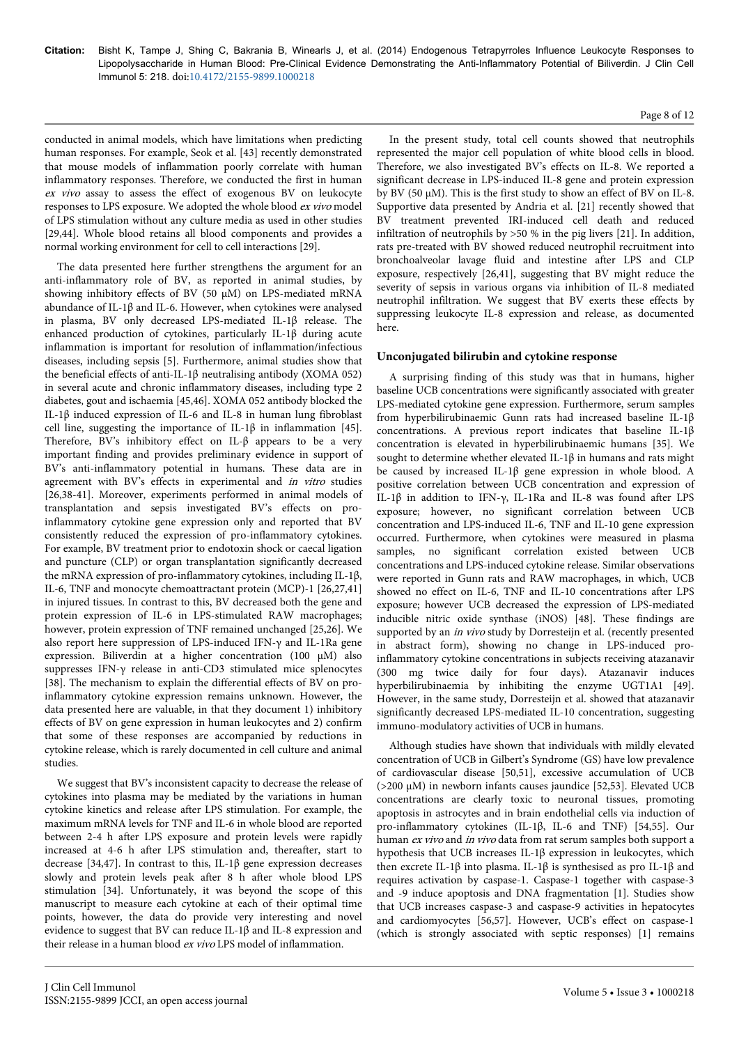conducted in animal models, which have limitations when predicting human responses. For example, Seok et al. [43] recently demonstrated that mouse models of inflammation poorly correlate with human inflammatory responses. Therefore, we conducted the first in human *ex vivo* assay to assess the effect of exogenous BV on leukocyte responses to LPS exposure. We adopted the whole blood *ex vivo* model of LPS stimulation without any culture media as used in other studies [29,44]. Whole blood retains all blood components and provides a normal working environment for cell to cell interactions [29].

The data presented here further strengthens the argument for an anti-inflammatory role of BV, as reported in animal studies, by showing inhibitory effects of BV (50 μM) on LPS-mediated mRNA abundance of IL-1β and IL-6. However, when cytokines were analysed in plasma, BV only decreased LPS-mediated IL-1β release. The enhanced production of cytokines, particularly IL-1β during acute inflammation is important for resolution of inflammation/infectious diseases, including sepsis [5]. Furthermore, animal studies show that the beneficial effects of anti-IL-1β neutralising antibody (XOMA 052) in several acute and chronic inflammatory diseases, including type 2 diabetes, gout and ischaemia [45,46]. XOMA 052 antibody blocked the IL-1β induced expression of IL-6 and IL-8 in human lung fibroblast cell line, suggesting the importance of IL-1β in inflammation [45]. Therefore, BV's inhibitory effect on IL-β appears to be a very important finding and provides preliminary evidence in support of BV's anti-inflammatory potential in humans. These data are in agreement with BV's effects in experimental and *in vitro* studies [26,38-41]. Moreover, experiments performed in animal models of transplantation and sepsis investigated BV's effects on pro-inflammatory cytokine gene expression only and reported that BV consistently reduced the expression of pro-inflammatory cytokines. For example, BV treatment prior to endotoxin shock or caecal ligation and puncture (CLP) or organ transplantation significantly decreased the mRNA expression of pro-inflammatory cytokines, including IL-1β, IL-6, TNF and monocyte chemoattractant protein (MCP)-1 [26,27,41] in injured tissues. In contrast to this, BV decreased both the gene and protein expression of IL-6 in LPS-stimulated RAW macrophages; however, protein expression of TNF remained unchanged [25,26]. We also report here suppression of LPS-induced IFN-γ and IL-1Ra gene expression. Biliverdin at a higher concentration (100 μM) also suppresses IFN-γ release in anti-CD3 stimulated mice splenocytes [38]. The mechanism to explain the differential effects of BV on pro-inflammatory cytokine expression remains unknown. However, the data presented here are valuable, in that they document 1) inhibitory effects of BV on gene expression in human leukocytes and 2) confirm that some of these responses are accompanied by reductions in cytokine release, which is rarely documented in cell culture and animal studies.

We suggest that BV's inconsistent capacity to decrease the release of cytokines into plasma may be mediated by the variations in human cytokine kinetics and release after LPS stimulation. For example, the maximum mRNA levels for TNF and IL-6 in whole blood are reported between 2-4 h after LPS exposure and protein levels were rapidly increased at 4-6 h after LPS stimulation and, thereafter, start to decrease [34,47]. In contrast to this, IL-1β gene expression decreases slowly and protein levels peak after 8 h after whole blood LPS stimulation [34]. Unfortunately, it was beyond the scope of this manuscript to measure each cytokine at each of their optimal time points, however, the data do provide very interesting and novel evidence to suggest that BV can reduce IL-1β and IL-8 expression and their release in a human blood *ex vivo* LPS model of inflammation.

In the present study, total cell counts showed that neutrophils represented the major cell population of white blood cells in blood. Therefore, we also investigated BV's effects on IL-8. We reported a significant decrease in LPS-induced IL-8 gene and protein expression by BV (50 μM). This is the first study to show an effect of BV on IL-8. Supportive data presented by Andria et al. [21] recently showed that BV treatment prevented IRI-induced cell death and reduced infiltration of neutrophils by >50 % in the pig livers [21]. In addition, rats pre-treated with BV showed reduced neutrophil recruitment into bronchoalveolar lavage fluid and intestine after LPS and CLP exposure, respectively [26,41], suggesting that BV might reduce the severity of sepsis in various organs via inhibition of IL-8 mediated neutrophil infiltration. We suggest that BV exerts these effects by suppressing leukocyte IL-8 expression and release, as documented here.

### Unconjugated bilirubin and cytokine response

A surprising finding of this study was that in humans, higher baseline UCB concentrations were significantly associated with greater LPS-mediated cytokine gene expression. Furthermore, serum samples from hyperbilirubinaemic Gunn rats had increased baseline IL-1β concentrations. A previous report indicates that baseline IL-1β concentration is elevated in hyperbilirubinaemic humans [35]. We sought to determine whether elevated IL-1β in humans and rats might be caused by increased IL-1β gene expression in whole blood. A positive correlation between UCB concentration and expression of IL-1β in addition to IFN-γ, IL-1Ra and IL-8 was found after LPS exposure; however, no significant correlation between UCB concentration and LPS-induced IL-6, TNF and IL-10 gene expression occurred. Furthermore, when cytokines were measured in plasma samples, no significant correlation existed between UCB concentrations and LPS-induced cytokine release. Similar observations were reported in Gunn rats and RAW macrophages, in which, UCB showed no effect on IL-6, TNF and IL-10 concentrations after LPS exposure; however UCB decreased the expression of LPS-mediated inducible nitric oxide synthase (iNOS) [48]. These findings are supported by an *in vivo* study by Dorresteijn et al. (recently presented in abstract form), showing no change in LPS-induced pro-inflammatory cytokine concentrations in subjects receiving atazanavir (300 mg twice daily for four days). Atazanavir induces hyperbilirubinaemia by inhibiting the enzyme UGT1A1 [49]. However, in the same study, Dorresteijn et al. showed that atazanavir significantly decreased LPS-mediated IL-10 concentration, suggesting immuno-modulatory activities of UCB in humans.

Although studies have shown that individuals with mildly elevated concentration of UCB in Gilbert's Syndrome (GS) have low prevalence of cardiovascular disease [50,51], excessive accumulation of UCB (>200 μM) in newborn infants causes jaundice [52,53]. Elevated UCB concentrations are clearly toxic to neuronal tissues, promoting apoptosis in astrocytes and in brain endothelial cells via induction of pro-inflammatory cytokines (IL-1β, IL-6 and TNF) [54,55]. Our human *ex vivo* and *in vivo* data from rat serum samples both support a hypothesis that UCB increases IL-1β expression in leukocytes, which then excrete IL-1β into plasma. IL-1β is synthesised as pro IL-1β and requires activation by caspase-1. Caspase-1 together with caspase-3 and -9 induce apoptosis and DNA fragmentation [1]. Studies show that UCB increases caspase-3 and caspase-9 activities in hepatocytes and cardiomyocytes [56,57]. However, UCB's effect on caspase-1 (which is strongly associated with septic responses) [1] remains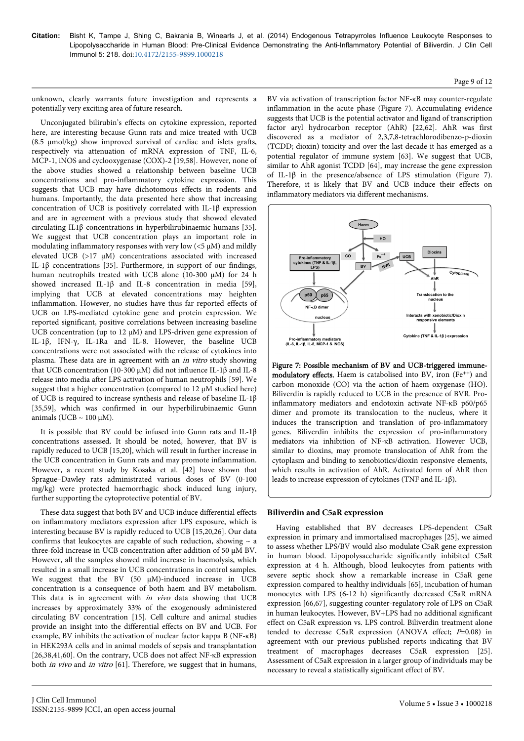unknown, clearly warrants future investigation and represents a potentially very exciting area of future research.

Unconjugated bilirubin's effects on cytokine expression, reported here, are interesting because Gunn rats and mice treated with UCB (8.5 μmol/kg) show improved survival of cardiac and islets grafts, respectively via attenuation of mRNA expression of TNF, IL-6, MCP-1, iNOS and cyclooxygenase (COX)-2 [19,58]. However, none of the above studies showed a relationship between baseline UCB concentrations and pro-inflammatory cytokine expression. This suggests that UCB may have dichotomous effects in rodents and humans. Importantly, the data presented here show that increasing concentration of UCB is positively correlated with IL-1β expression and are in agreement with a previous study that showed elevated circulating IL1β concentrations in hyperbilirubinaemic humans [35]. We suggest that UCB concentration plays an important role in modulating inflammatory responses with very low (<5 μM) and mildly elevated UCB (>17 μM) concentrations associated with increased IL-1β concentrations [35]. Furthermore, in support of our findings, human neutrophils treated with UCB alone (10-300 μM) for 24 h showed increased IL-1β and IL-8 concentration in media [59], implying that UCB at elevated concentrations may heighten inflammation. However, no studies have thus far reported effects of UCB on LPS-mediated cytokine gene and protein expression. We reported significant, positive correlations between increasing baseline UCB concentration (up to 12 μM) and LPS-driven gene expression of IL-1β, IFN-γ, IL-1Ra and IL-8. However, the baseline UCB concentrations were not associated with the release of cytokines into plasma. These data are in agreement with an *in vitro* study showing that UCB concentration (10-300 μM) did not influence IL-1β and IL-8 release into media after LPS activation of human neutrophils [59]. We suggest that a higher concentration (compared to 12 μM studied here) of UCB is required to increase synthesis and release of baseline IL-1β [35,59], which was confirmed in our hyperbilirubinaemic Gunn animals (UCB ~ 100 μM).

It is possible that BV could be infused into Gunn rats and IL-1β concentrations assessed. It should be noted, however, that BV is rapidly reduced to UCB [15,20], which will result in further increase in the UCB concentration in Gunn rats and may promote inflammation. However, a recent study by Kosaka et al. [42] have shown that Sprague–Dawley rats administrated various doses of BV (0-100 mg/kg) were protected haemorrhagic shock induced lung injury, further supporting the cytoprotective potential of BV.

These data suggest that both BV and UCB induce differential effects on inflammatory mediators expression after LPS exposure, which is interesting because BV is rapidly reduced to UCB [15,20,26]. Our data confirms that leukocytes are capable of such reduction, showing ~ a three-fold increase in UCB concentration after addition of 50 μM BV. However, all the samples showed mild increase in haemolysis, which resulted in a small increase in UCB concentrations in control samples. We suggest that the BV (50 μM)-induced increase in UCB concentration is a consequence of both haem and BV metabolism. This data is in agreement with *in vivo* data showing that UCB increases by approximately 33% of the exogenously administered circulating BV concentration [15]. Cell culture and animal studies provide an insight into the differential effects on BV and UCB. For example, BV inhibits the activation of nuclear factor kappa B (NF-κB) in HEK293A cells and in animal models of sepsis and transplantation [26,38,41,60]. On the contrary, UCB does not affect NF-κB expression both *in vivo* and *in vitro* [61]. Therefore, we suggest that in humans, BV via activation of transcription factor NF-κB may counter-regulate inflammation in the acute phase (Figure 7). Accumulating evidence suggests that UCB is the potential activator and ligand of transcription factor aryl hydrocarbon receptor (AhR) [22,62]. AhR was first discovered as a mediator of 2,3,7,8-tetrachlorodibenzo-p-dioxin (TCDD; dioxin) toxicity and over the last decade it has emerged as a potential regulator of immune system [63]. We suggest that UCB, similar to AhR agonist TCDD [64], may increase the gene expression of IL-1β in the presence/absence of LPS stimulation (Figure 7). Therefore, it is likely that BV and UCB induce their effects on inflammatory mediators via different mechanisms.

**Figure 7: Possible mechanism of BV and UCB-triggered immune-modulatory effects.** Haem is catabolised into BV, iron ($Fe^{++}$) and carbon monoxide (CO) via the action of haem oxygenase (HO). Biliverdin is rapidly reduced to UCB in the presence of BVR. Pro-inflammatory mediators and endotoxin activate NF-κB p60/p65 dimer and promote its translocation to the nucleus, where it induces the transcription and translation of pro-inflammatory genes. Biliverdin inhibits the expression of pro-inflammatory mediators via inhibition of NF-κB activation. However UCB, similar to dioxins, may promote translocation of AhR from the cytoplasm and binding to xenobiotics/dioxin responsive elements, which results in activation of AhR. Activated form of AhR then leads to increase expression of cytokines (TNF and IL-1β).

## Biliverdin and C5aR expression

Having established that BV decreases LPS-dependent C5aR expression in primary and immortalised macrophages [25], we aimed to assess whether LPS/BV would also modulate C5aR gene expression in human blood. Lipopolysaccharide significantly inhibited C5aR expression at 4 h. Although, blood leukocytes from patients with severe septic shock show a remarkable increase in C5aR gene expression compared to healthy individuals [65], incubation of human monocytes with LPS (6-12 h) significantly decreased C5aR mRNA expression [66,67], suggesting counter-regulatory role of LPS on C5aR in human leukocytes. However, BV+LPS had no additional significant effect on C5aR expression vs. LPS control. Biliverdin treatment alone tended to decrease C5aR expression (ANOVA effect; $P=0.08$) in agreement with our previous published reports indicating that BV treatment of macrophages decreases C5aR expression [25]. Assessment of C5aR expression in a larger group of individuals may be necessary to reveal a statistically significant effect of BV.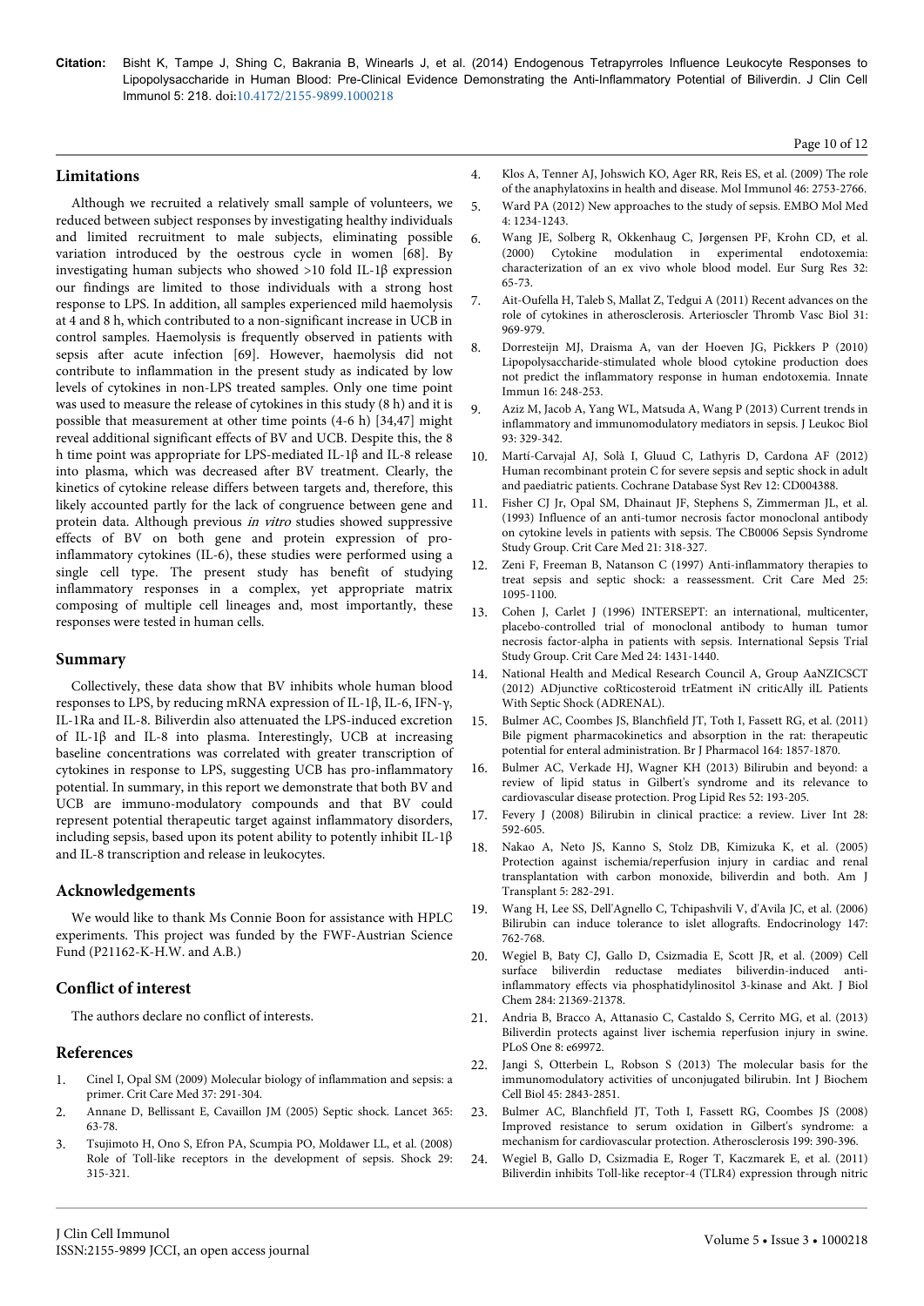## Limitations

Although we recruited a relatively small sample of volunteers, we reduced between subject responses by investigating healthy individuals and limited recruitment to male subjects, eliminating possible variation introduced by the oestrous cycle in women [68]. By investigating human subjects who showed >10 fold IL-1β expression our findings are limited to those individuals with a strong host response to LPS. In addition, all samples experienced mild haemolysis at 4 and 8 h, which contributed to a non-significant increase in UCB in control samples. Haemolysis is frequently observed in patients with sepsis after acute infection [69]. However, haemolysis did not contribute to inflammation in the present study as indicated by low levels of cytokines in non-LPS treated samples. Only one time point was used to measure the release of cytokines in this study (8 h) and it is possible that measurement at other time points (4-6 h) [34,47] might reveal additional significant effects of BV and UCB. Despite this, the 8 h time point was appropriate for LPS-mediated IL-1β and IL-8 release into plasma, which was decreased after BV treatment. Clearly, the kinetics of cytokine release differs between targets and, therefore, this likely accounted partly for the lack of congruence between gene and protein data. Although previous *in vitro* studies showed suppressive effects of BV on both gene and protein expression of pro-inflammatory cytokines (IL-6), these studies were performed using a single cell type. The present study has benefit of studying inflammatory responses in a complex, yet appropriate matrix composing of multiple cell lineages and, most importantly, these responses were tested in human cells.

## Summary

Collectively, these data show that BV inhibits whole human blood responses to LPS, by reducing mRNA expression of IL-1β, IL-6, IFN-γ, IL-1Ra and IL-8. Biliverdin also attenuated the LPS-induced excretion of IL-1β and IL-8 into plasma. Interestingly, UCB at increasing baseline concentrations was correlated with greater transcription of cytokines in response to LPS, suggesting UCB has pro-inflammatory potential. In summary, in this report we demonstrate that both BV and UCB are immuno-modulatory compounds and that BV could represent potential therapeutic target against inflammatory disorders, including sepsis, based upon its potent ability to potently inhibit IL-1β and IL-8 transcription and release in leukocytes.

## Acknowledgements

We would like to thank Ms Connie Boon for assistance with HPLC experiments. This project was funded by the FWF-Austrian Science Fund (P21162-K-H.W. and A.B.)

## Conflict of interest

The authors declare no conflict of interests.

## References

1. Cinel I, Opal SM (2009) Molecular biology of inflammation and sepsis: a primer. Crit Care Med 37: 291-304.
2. Annane D, Bellissant E, Cavaillon JM (2005) Septic shock. Lancet 365: 63-78.
3. Tsujimoto H, Ono S, Efron PA, Scumpia PO, Moldawer LL, et al. (2008) Role of Toll-like receptors in the development of sepsis. Shock 29: 315-321.
4. Klos A, Tenner AJ, Johswich KO, Ager RR, Reis ES, et al. (2009) The role of the anaphylatoxins in health and disease. Mol Immunol 46: 2753-2766.
5. Ward PA (2012) New approaches to the study of sepsis. EMBO Mol Med 4: 1234-1243.
6. Wang JE, Solberg R, Okkenhaug C, Jørgensen PF, Krohn CD, et al. (2000) Cytokine modulation in experimental endotoxemia: characterization of an ex vivo whole blood model. Eur Surg Res 32: 65-73.
7. Ait-Oufella H, Taleb S, Mallat Z, Tedgui A (2011) Recent advances on the role of cytokines in atherosclerosis. Arterioscler Thromb Vasc Biol 31: 969-979.
8. Dorresteijn MJ, Draisma A, van der Hoeven JG, Pickkers P (2010) Lipopolysaccharide-stimulated whole blood cytokine production does not predict the inflammatory response in human endotoxemia. Innate Immun 16: 248-253.
9. Aziz M, Jacob A, Yang WL, Matsuda A, Wang P (2013) Current trends in inflammatory and immunomodulatory mediators in sepsis. J Leukoc Biol 93: 329-342.
10. Martí-Carvajal AJ, Solà I, Gluud C, Lathyris D, Cardona AF (2012) Human recombinant protein C for severe sepsis and septic shock in adult and paediatric patients. Cochrane Database Syst Rev 12: CD004388.
11. Fisher CJ Jr, Opal SM, Dhainaut JF, Stephens S, Zimmerman JL, et al. (1993) Influence of an anti-tumor necrosis factor monoclonal antibody on cytokine levels in patients with sepsis. The CB0006 Sepsis Syndrome Study Group. Crit Care Med 21: 318-327.
12. Zeni F, Freeman B, Natanson C (1997) Anti-inflammatory therapies to treat sepsis and septic shock: a reassessment. Crit Care Med 25: 1095-1100.
13. Cohen J, Carlet J (1996) INTERSEPT: an international, multicenter, placebo-controlled trial of monoclonal antibody to human tumor necrosis factor-alpha in patients with sepsis. International Sepsis Trial Study Group. Crit Care Med 24: 1431-1440.
14. National Health and Medical Research Council A, Group AaNZICSCT (2012) ADjunctive coRticosteroid trEatment iN criticAlly ilL Patients With Septic Shock (ADRENAL).
15. Bulmer AC, Coombes JS, Blanchfield JT, Toth I, Fassett RG, et al. (2011) Bile pigment pharmacokinetics and absorption in the rat: therapeutic potential for enteral administration. Br J Pharmacol 164: 1857-1870.
16. Bulmer AC, Verkade HJ, Wagner KH (2013) Bilirubin and beyond: a review of lipid status in Gilbert's syndrome and its relevance to cardiovascular disease protection. Prog Lipid Res 52: 193-205.
17. Fevery J (2008) Bilirubin in clinical practice: a review. Liver Int 28: 592-605.
18. Nakao A, Neto JS, Kanno S, Stolz DB, Kimizuka K, et al. (2005) Protection against ischemia/reperfusion injury in cardiac and renal transplantation with carbon monoxide, biliverdin and both. Am J Transplant 5: 282-291.
19. Wang H, Lee SS, Dell'Agnello C, Tchipashvili V, d'Avila JC, et al. (2006) Bilirubin can induce tolerance to islet allografts. Endocrinology 147: 762-768.
20. Wegiel B, Baty CJ, Gallo D, Csizmadia E, Scott JR, et al. (2009) Cell surface biliverdin reductase mediates biliverdin-induced anti-inflammatory effects via phosphatidylinositol 3-kinase and Akt. J Biol Chem 284: 21369-21378.
21. Andria B, Bracco A, Attanasio C, Castaldo S, Cerrito MG, et al. (2013) Biliverdin protects against liver ischemia reperfusion injury in swine. PLoS One 8: e69972.
22. Jangi S, Otterbein L, Robson S (2013) The molecular basis for the immunomodulatory activities of unconjugated bilirubin. Int J Biochem Cell Biol 45: 2843-2851.
23. Bulmer AC, Blanchfield JT, Toth I, Fassett RG, Coombes JS (2008) Improved resistance to serum oxidation in Gilbert's syndrome: a mechanism for cardiovascular protection. Atherosclerosis 199: 390-396.
24. Wegiel B, Gallo D, Csizmadia E, Roger T, Kaczmarek E, et al. (2011) Biliverdin inhibits Toll-like receptor-4 (TLR4) expression through nitric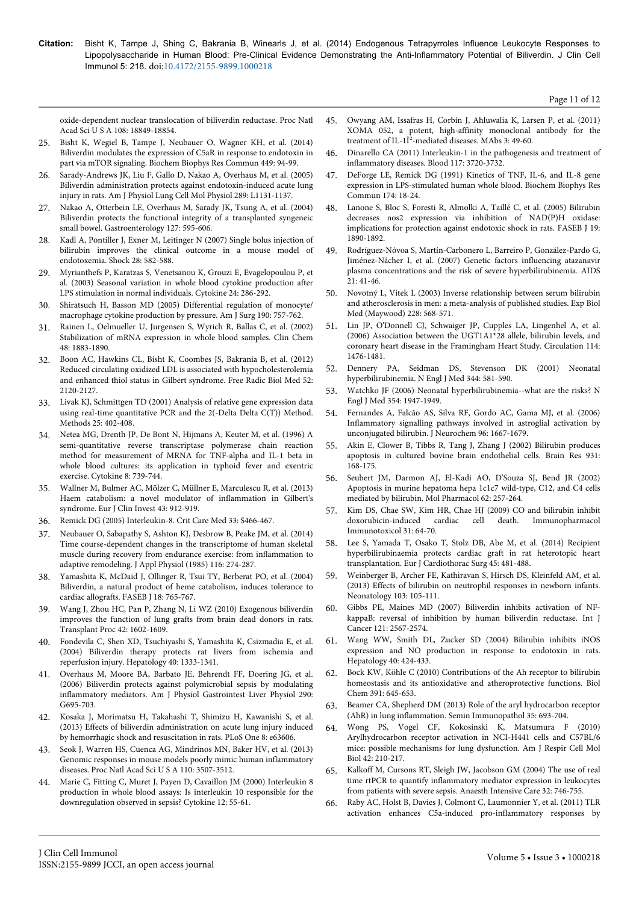oxide-dependent nuclear translocation of biliverdin reductase. Proc Natl Acad Sci U S A 108: 18849-18854.

25. Bisht K, Wegiel B, Tampe J, Neubauer O, Wagner KH, et al. (2014) Biliverdin modulates the expression of C5aR in response to endotoxin in part via mTOR signaling. Biochem Biophys Res Commun 449: 94-99.
26. Sarady-Andrews JK, Liu F, Gallo D, Nakao A, Overhaus M, et al. (2005) Biliverdin administration protects against endotoxin-induced acute lung injury in rats. Am J Physiol Lung Cell Mol Physiol 289: L1131-1137.
27. Nakao A, Otterbein LE, Overhaus M, Sarady JK, Tsung A, et al. (2004) Biliverdin protects the functional integrity of a transplanted syngeneic small bowel. Gastroenterology 127: 595-606.
28. Kadl A, Pontiller J, Exner M, Leitinger N (2007) Single bolus injection of bilirubin improves the clinical outcome in a mouse model of endotoxemia. Shock 28: 582-588.
29. Myrianthefs P, Karatzas S, Venetsanou K, Grouzi E, Evagelopoulou P, et al. (2003) Seasonal variation in whole blood cytokine production after LPS stimulation in normal individuals. Cytokine 24: 286-292.
30. Shiratsuch H, Basson MD (2005) Differential regulation of monocyte/macrophage cytokine production by pressure. Am J Surg 190: 757-762.
31. Rainen L, Oelmueller U, Jurgensen S, Wyrich R, Ballas C, et al. (2002) Stabilization of mRNA expression in whole blood samples. Clin Chem 48: 1883-1890.
32. Boon AC, Hawkins CL, Bisht K, Coombes JS, Bakrania B, et al. (2012) Reduced circulating oxidized LDL is associated with hypocholesterolemia and enhanced thiol status in Gilbert syndrome. Free Radic Biol Med 52: 2120-2127.
33. Livak KJ, Schmittgen TD (2001) Analysis of relative gene expression data using real-time quantitative PCR and the 2(-Delta Delta C(T)) Method. Methods 25: 402-408.
34. Netea MG, Drenth JP, De Bont N, Hijmans A, Keuter M, et al. (1996) A semi-quantitative reverse transcriptase polymerase chain reaction method for measurement of MRNA for TNF-alpha and IL-1 beta in whole blood cultures: its application in typhoid fever and exentric exercise. Cytokine 8: 739-744.
35. Wallner M, Bulmer AC, Mölzer C, Müllner E, Marculescu R, et al. (2013) Haem catabolism: a novel modulator of inflammation in Gilbert's syndrome. Eur J Clin Invest 43: 912-919.
36. Remick DG (2005) Interleukin-8. Crit Care Med 33: S466-467.
37. Neubauer O, Sabapathy S, Ashton KJ, Desbrow B, Peake JM, et al. (2014) Time course-dependent changes in the transcriptome of human skeletal muscle during recovery from endurance exercise: from inflammation to adaptive remodeling. J Appl Physiol (1985) 116: 274-287.
38. Yamashita K, McDaid J, Ollinger R, Tsui TY, Berberat PO, et al. (2004) Biliverdin, a natural product of heme catabolism, induces tolerance to cardiac allografts. FASEB J 18: 765-767.
39. Wang J, Zhou HC, Pan P, Zhang N, Li WZ (2010) Exogenous biliverdin improves the function of lung grafts from brain dead donors in rats. Transplant Proc 42: 1602-1609.
40. Fondevila C, Shen XD, Tsuchiyashi S, Yamashita K, Csizmadia E, et al. (2004) Biliverdin therapy protects rat livers from ischemia and reperfusion injury. Hepatology 40: 1333-1341.
41. Overhaus M, Moore BA, Barbato JE, Behrendt FF, Doering JG, et al. (2006) Biliverdin protects against polymicrobial sepsis by modulating inflammatory mediators. Am J Physiol Gastrointest Liver Physiol 290: G695-703.
42. Kosaka J, Morimatsu H, Takahashi T, Shimizu H, Kawanishi S, et al. (2013) Effects of biliverdin administration on acute lung injury induced by hemorrhagic shock and resuscitation in rats. PLoS One 8: e63606.
43. Seok J, Warren HS, Cuenca AG, Mindrinos MN, Baker HV, et al. (2013) Genomic responses in mouse models poorly mimic human inflammatory diseases. Proc Natl Acad Sci U S A 110: 3507-3512.
44. Marie C, Fitting C, Muret J, Payen D, Cavaillon JM (2000) Interleukin 8 production in whole blood assays: Is interleukin 10 responsible for the downregulation observed in sepsis? Cytokine 12: 55-61.
45. Owyang AM, Issafras H, Corbin J, Ahluwalia K, Larsen P, et al. (2011) XOMA 052, a potent, high-affinity monoclonal antibody for the treatment of IL-1Î²-mediated diseases. MAbs 3: 49-60.
46. Dinarello CA (2011) Interleukin-1 in the pathogenesis and treatment of inflammatory diseases. Blood 117: 3720-3732.
47. DeForge LE, Remick DG (1991) Kinetics of TNF, IL-6, and IL-8 gene expression in LPS-stimulated human whole blood. Biochem Biophys Res Commun 174: 18-24.
48. Lanone S, Bloc S, Foresti R, Almolki A, Taillé C, et al. (2005) Bilirubin decreases nos2 expression via inhibition of NAD(P)H oxidase: implications for protection against endotoxic shock in rats. FASEB J 19: 1890-1892.
49. Rodríguez-Nóvoa S, Martín-Carbonero L, Barreiro P, González-Pardo G, Jiménez-Nácher I, et al. (2007) Genetic factors influencing atazanavir plasma concentrations and the risk of severe hyperbilirubinemia. AIDS 21: 41-46.
50. Novotný L, Vítek L (2003) Inverse relationship between serum bilirubin and atherosclerosis in men: a meta-analysis of published studies. Exp Biol Med (Maywood) 228: 568-571.
51. Lin JP, O'Donnell CJ, Schwaiger JP, Cupples LA, Lingenhel A, et al. (2006) Association between the UGT1A1*28 allele, bilirubin levels, and coronary heart disease in the Framingham Heart Study. Circulation 114: 1476-1481.
52. Dennery PA, Seidman DS, Stevenson DK (2001) Neonatal hyperbilirubinemia. N Engl J Med 344: 581-590.
53. Watchko JF (2006) Neonatal hyperbilirubinemia--what are the risks? N Engl J Med 354: 1947-1949.
54. Fernandes A, Falcão AS, Silva RF, Gordo AC, Gama MJ, et al. (2006) Inflammatory signalling pathways involved in astroglial activation by unconjugated bilirubin. J Neurochem 96: 1667-1679.
55. Akin E, Clower B, Tibbs R, Tang J, Zhang J (2002) Bilirubin produces apoptosis in cultured bovine brain endothelial cells. Brain Res 931: 168-175.
56. Seubert JM, Darmon AJ, El-Kadi AO, D'Souza SJ, Bend JR (2002) Apoptosis in murine hepatoma hepa 1c1c7 wild-type, C12, and C4 cells mediated by bilirubin. Mol Pharmacol 62: 257-264.
57. Kim DS, Chae SW, Kim HR, Chae HJ (2009) CO and bilirubin inhibit doxorubicin-induced cardiac cell death. Immunopharmacol Immunotoxicol 31: 64-70.
58. Lee S, Yamada T, Osako T, Stolz DB, Abe M, et al. (2014) Recipient hyperbilirubinaemia protects cardiac graft in rat heterotopic heart transplantation. Eur J Cardiothorac Surg 45: 481-488.
59. Weinberger B, Archer FE, Kathiravan S, Hirsch DS, Kleinfeld AM, et al. (2013) Effects of bilirubin on neutrophil responses in newborn infants. Neonatology 103: 105-111.
60. Gibbs PE, Maines MD (2007) Biliverdin inhibits activation of NF-kappaB: reversal of inhibition by human biliverdin reductase. Int J Cancer 121: 2567-2574.
61. Wang WW, Smith DL, Zucker SD (2004) Bilirubin inhibits iNOS expression and NO production in response to endotoxin in rats. Hepatology 40: 424-433.
62. Bock KW, Köhle C (2010) Contributions of the Ah receptor to bilirubin homeostasis and its antioxidative and atheroprotective functions. Biol Chem 391: 645-653.
63. Beamer CA, Shepherd DM (2013) Role of the aryl hydrocarbon receptor (AhR) in lung inflammation. Semin Immunopathol 35: 693-704.
64. Wong PS, Vogel CF, Kokosinski K, Matsumura F (2010) Arylhydrocarbon receptor activation in NCI-H441 cells and C57BL/6 mice: possible mechanisms for lung dysfunction. Am J Respir Cell Mol Biol 42: 210-217.
65. Kalkoff M, Cursons RT, Sleigh JW, Jacobson GM (2004) The use of real time rtPCR to quantify inflammatory mediator expression in leukocytes from patients with severe sepsis. Anaesth Intensive Care 32: 746-755.
66. Raby AC, Holst B, Davies J, Colmont C, Laumonnier Y, et al. (2011) TLR activation enhances C5a-induced pro-inflammatory responses by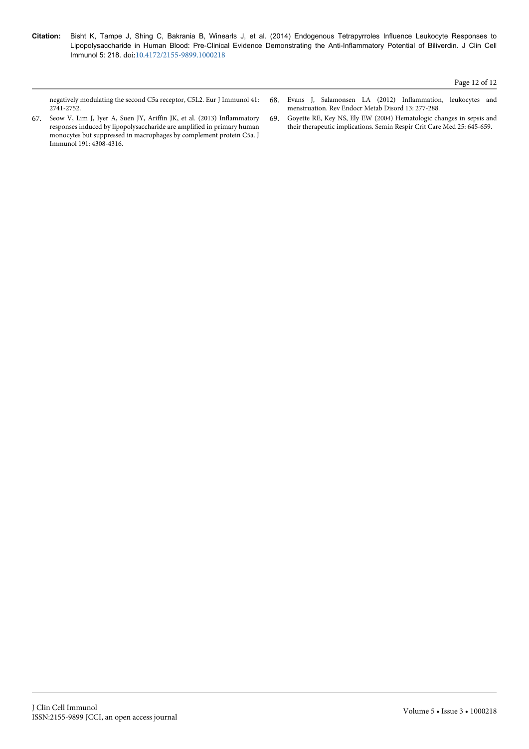negatively modulating the second C5a receptor, C5L2. Eur J Immunol 41: 2741-2752.

67. Seow V, Lim J, Iyer A, Suen JY, Ariffin JK, et al. (2013) Inflammatory responses induced by lipopolysaccharide are amplified in primary human monocytes but suppressed in macrophages by complement protein C5a. J Immunol 191: 4308-4316.
68. Evans J, Salamonsen LA (2012) Inflammation, leukocytes and menstruation. Rev Endocr Metab Disord 13: 277-288.
69. Goyette RE, Key NS, Ely EW (2004) Hematologic changes in sepsis and their therapeutic implications. Semin Respir Crit Care Med 25: 645-659.